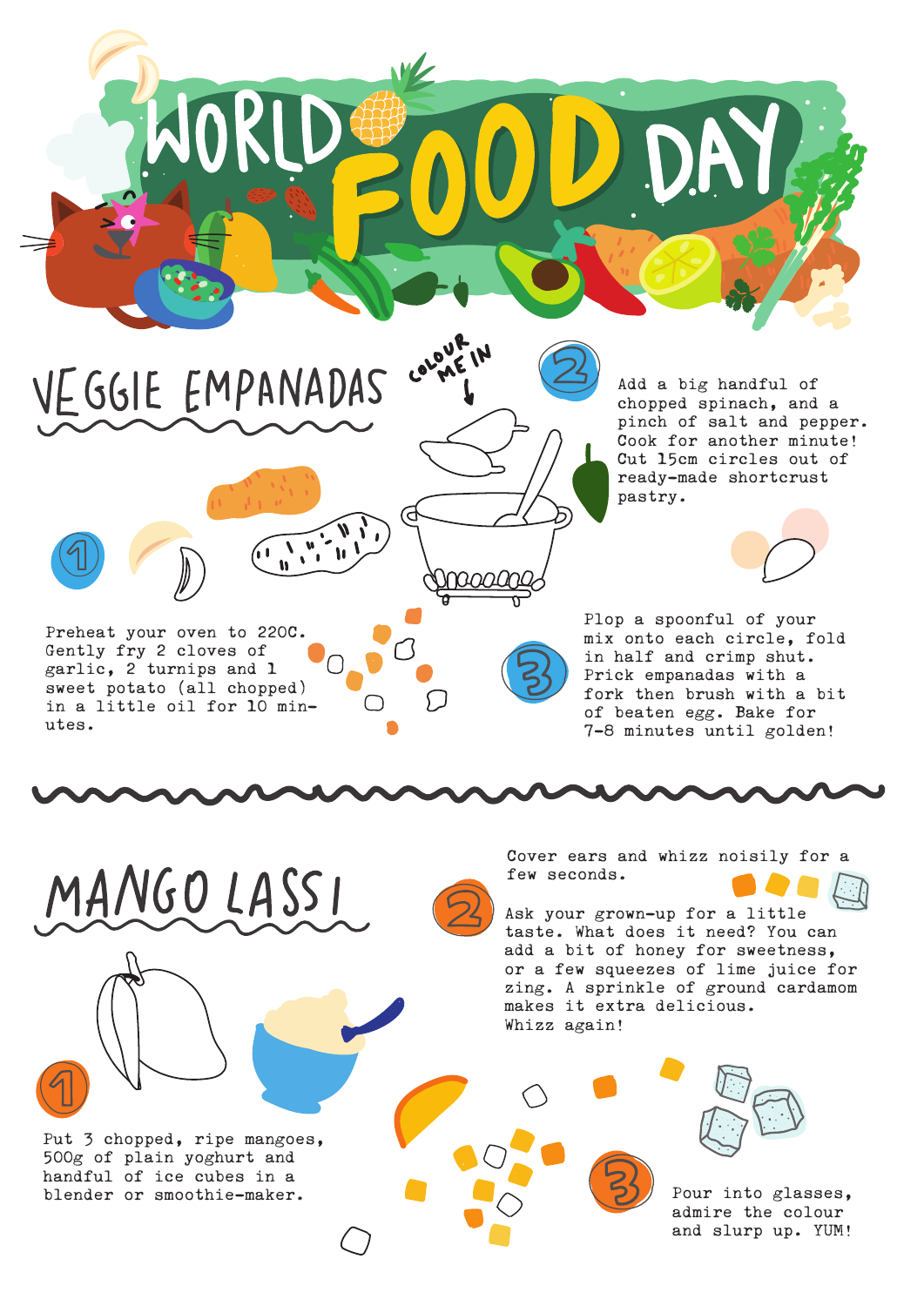# WORLD FOOD DAY

## VEGGIE EMPANADAS

COLOUR ME IN

1. Preheat your oven to 220C. Gently fry 2 cloves of garlic, 2 turnips and 1 sweet potato (all chopped) in a little oil for 10 minutes.

2. Add a big handful of chopped spinach, and a pinch of salt and pepper. Cook for another minute! Cut 15cm circles out of ready-made shortcrust pastry.

3. Plop a spoonful of your mix onto each circle, fold in half and crimp shut. Prick empanadas with a fork then brush with a bit of beaten egg. Bake for 7-8 minutes until golden!

## MANGO LASSI

1. Put 3 chopped, ripe mangoes, 500g of plain yoghurt and handful of ice cubes in a blender or smoothie-maker.

2. Cover ears and whizz noisily for a few seconds.

   Ask your grown-up for a little taste. What does it need? You can add a bit of honey for sweetness, or a few squeezes of lime juice for zing. A sprinkle of ground cardamom makes it extra delicious. Whizz again!

3. Pour into glasses, admire the colour and slurp up. YUM!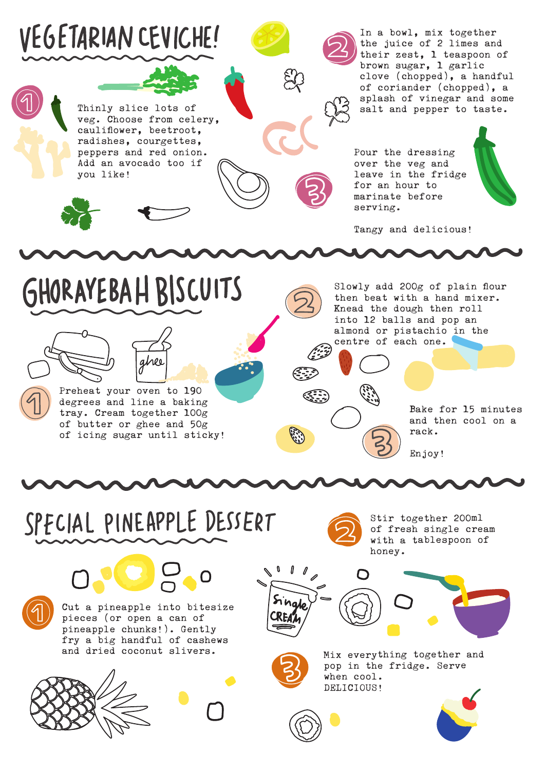# VEGETARIAN CEVICHE!

1. Thinly slice lots of veg. Choose from celery, cauliflower, beetroot, radishes, courgettes, peppers and red onion. Add an avocado too if you like!

2. In a bowl, mix together the juice of 2 limes and their zest, 1 teaspoon of brown sugar, 1 garlic clove (chopped), a handful of coriander (chopped), a splash of vinegar and some salt and pepper to taste.

3. Pour the dressing over the veg and leave in the fridge for an hour to marinate before serving.

Tangy and delicious!

# GHORAYEBAH BISCUITS

1. Preheat your oven to 190 degrees and line a baking tray. Cream together 100g of butter or ghee and 50g of icing sugar until sticky!

2. Slowly add 200g of plain flour then beat with a hand mixer. Knead the dough then roll into 12 balls and pop an almond or pistachio in the centre of each one.

3. Bake for 15 minutes and then cool on a rack.

Enjoy!

# SPECIAL PINEAPPLE DESSERT

1. Cut a pineapple into bitesize pieces (or open a can of pineapple chunks!). Gently fry a big handful of cashews and dried coconut slivers.

2. Stir together 200ml of fresh single cream with a tablespoon of honey.

3. Mix everything together and pop in the fridge. Serve when cool. DELICIOUS!